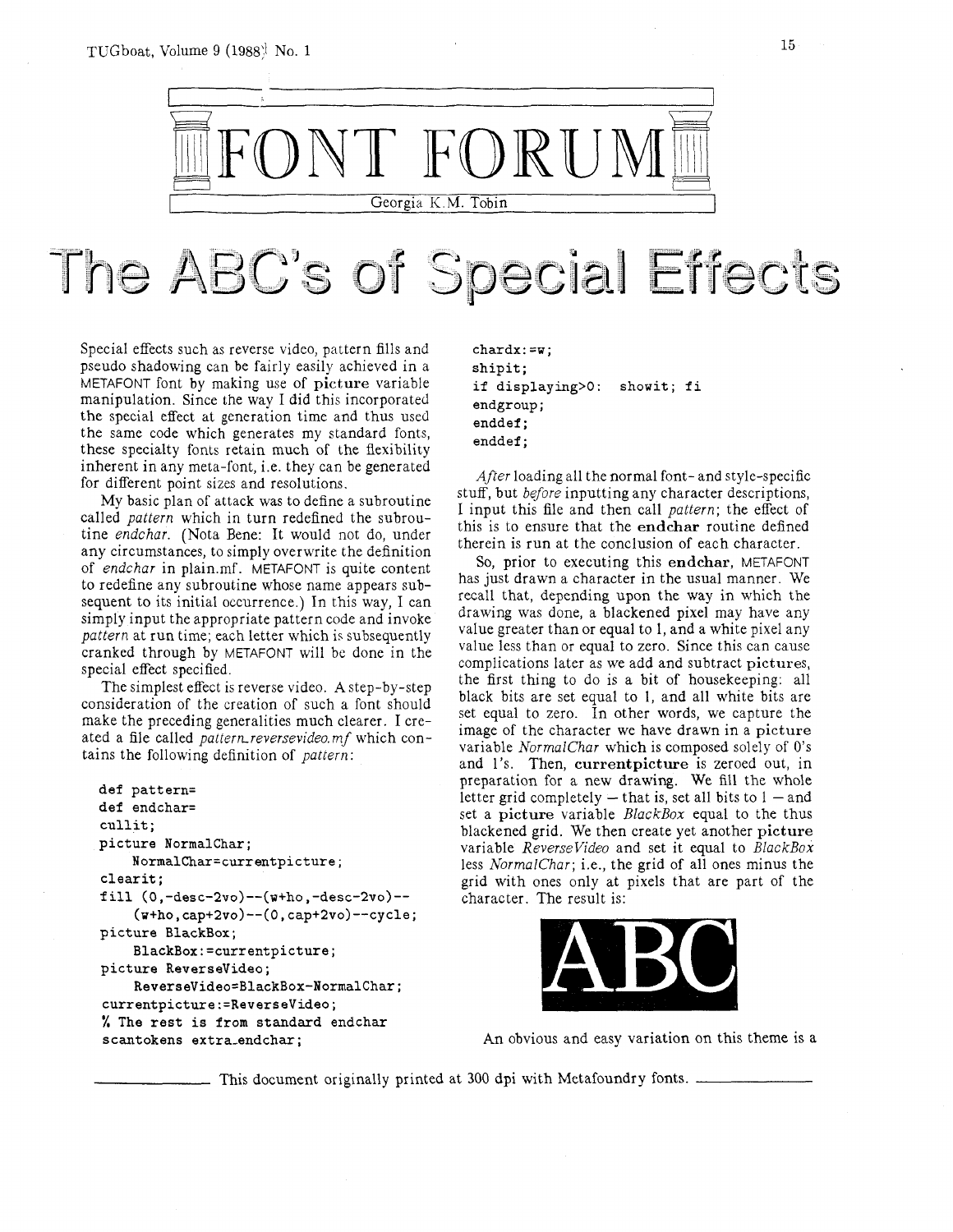# FONT FORUM

Georgia K.M. Tobin

# The ABC's of Special Effects

Special effects such as reverse video, pattern fills and pseudo shadowing can be fairly easily achieved in a METAFONT font by making use of **picture** variable manipulation. Since the way I did this incorporated the special effect at generation time and thus used the same code which generates my standard fonts, these specialty fonts retain much of the flexibility inherent in any meta-font, i.e. they can be generated for different point sizes and resolutions.

My basic plan of attack was to define a subroutine called *pattern* which in turn redefined the subroutine *endchar*. (Nota Bene: It would not do, under any circumstances, to simply overwrite the definition of *endchar* in plain.mf. METAFONT is quite content to redefine any subroutine whose name appears subsequent to its initial occurrence.) In this way, I can simply input the appropriate pattern code and invoke *pattern* at run time; each letter which is subsequently cranked through by METAFONT will be done in the special effect specified.

The simplest effect is reverse video. A step-by-step consideration of the creation of such a font should make the preceding generalities much clearer. I created a file called *pattern_reversevideo.mf* which contains the following definition of *pattern*:

```
def pattern=
def endchar=
cullit;
picture NormalChar;
    NormalChar=currentpicture;
clearit;
fill (0,-desc-2vo)--(w+ho,-desc-2vo)--
    (w+ho,cap+2vo)--(0,cap+2vo)--cycle;
picture BlackBox;
    BlackBox:=currentpicture;
picture ReverseVideo;
    ReverseVideo=BlackBox-NormalChar;
currentpicture:=ReverseVideo;
% The rest is from standard endchar
scantokens extra_endchar;
chardx:=w;
shipit;
if displaying>0:  showit; fi
endgroup;
enddef;
enddef;
```

*After* loading all the normal font- and style-specific stuff, but *before* inputting any character descriptions, I input this file and then call *pattern*; the effect of this is to ensure that the **endchar** routine defined therein is run at the conclusion of each character.

So, prior to executing this **endchar**, METAFONT has just drawn a character in the usual manner. We recall that, depending upon the way in which the drawing was done, a blackened pixel may have any value greater than or equal to 1, and a white pixel any value less than or equal to zero. Since this can cause complications later as we add and subtract **pictures**, the first thing to do is a bit of housekeeping: all black bits are set equal to 1, and all white bits are set equal to zero. In other words, we capture the image of the character we have drawn in a **picture** variable *NormalChar* which is composed solely of 0's and 1's. Then, **currentpicture** is zeroed out, in preparation for a new drawing. We fill the whole letter grid completely — that is, set all bits to 1 — and set a **picture** variable *BlackBox* equal to the thus blackened grid. We then create yet another **picture** variable *ReverseVideo* and set it equal to *BlackBox* less *NormalChar*; i.e., the grid of all ones minus the grid with ones only at pixels that are part of the character. The result is:

ABC

An obvious and easy variation on this theme is a

This document originally printed at 300 dpi with Metafoundry fonts.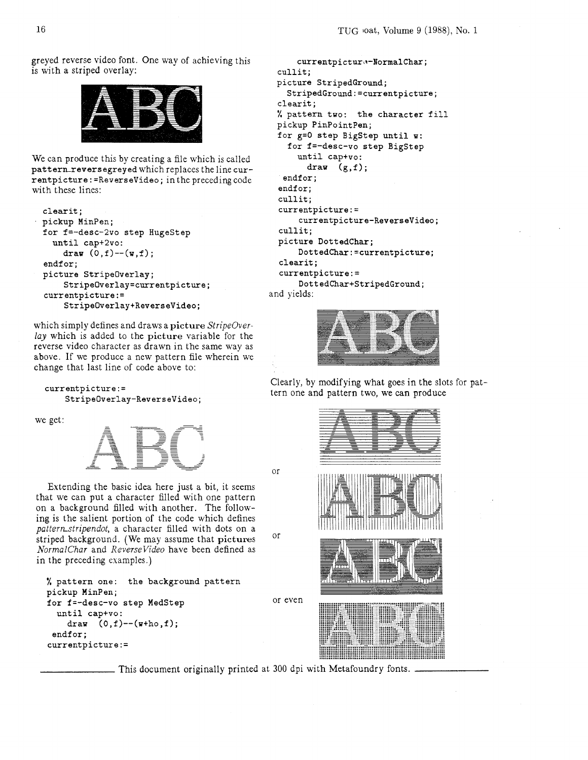greyed reverse video font. One way of achieving this is with a striped overlay:

We can produce this by creating a file which is called pattern_reversegreyed which replaces the line currentpicture:=ReverseVideo; in the preceding code with these lines:

```
clearit;
pickup MinPen;
for f=-desc-2vo step HugeStep
  until cap+2vo:
    draw (0,f)--(w,f);
endfor;
picture StripeOverlay;
    StripeOverlay=currentpicture;
currentpicture:=
    StripeOverlay+ReverseVideo;
```

which simply defines and draws a **picture** *StripeOverlay* which is added to the **picture** variable for the reverse video character as drawn in the same way as above. If we produce a new pattern file wherein we change that last line of code above to:

```
currentpicture:=
    StripeOverlay-ReverseVideo;
```

we get:

Extending the basic idea here just a bit, it seems that we can put a character filled with one pattern on a background filled with another. The following is the salient portion of the code which defines *pattern_stripendot*, a character filled with dots on a striped background. (We may assume that **pictures** *NormalChar* and *ReverseVideo* have been defined as in the preceding examples.)

```
% pattern one:  the background pattern
pickup MinPen;
for f=-desc-vo step MedStep
  until cap+vo:
    draw  (0,f)--(w+ho,f);
 endfor;
currentpicture:=
    currentpicture-NormalChar;
cullit;
picture StripedGround;
  StripedGround:=currentpicture;
clearit;
% pattern two:  the character fill
pickup PinPointPen;
for g=0 step BigStep until w:
  for f=-desc-vo step BigStep
    until cap+vo:
      draw  (g,f);
 endfor;
endfor;
cullit;
currentpicture:=
    currentpicture-ReverseVideo;
cullit;
picture DottedChar;
    DottedChar:=currentpicture;
clearit;
currentpicture:=
    DottedChar+StripedGround;
```

and yields:

Clearly, by modifying what goes in the slots for pattern one and pattern two, we can produce

or

or

or even

This document originally printed at 300 dpi with Metafoundry fonts.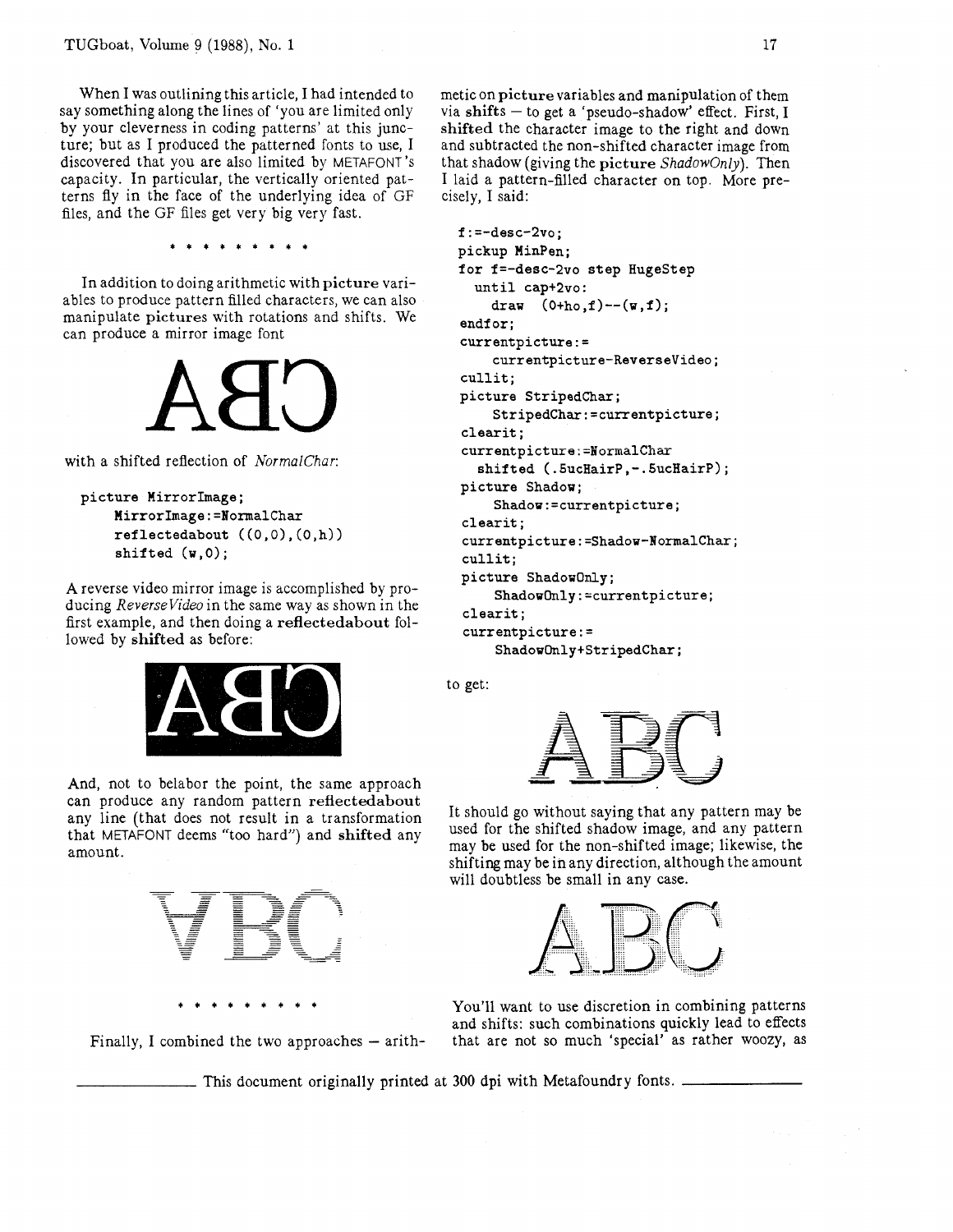When I was outlining this article, I had intended to say something along the lines of 'you are limited only by your cleverness in coding patterns' at this juncture; but as I produced the patterned fonts to use, I discovered that you are also limited by METAFONT's capacity. In particular, the vertically oriented patterns fly in the face of the underlying idea of GF files, and the GF files get very big very fast.

\* \* \* \* \* \* \* \* \*

In addition to doing arithmetic with **picture** variables to produce pattern filled characters, we can also manipulate **pictures** with rotations and shifts. We can produce a mirror image font

with a shifted reflection of *NormalChar*:

```
picture MirrorImage;
    MirrorImage:=NormalChar
    reflectedabout ((0,0),(0,h))
    shifted (w,0);
```

A reverse video mirror image is accomplished by producing *ReverseVideo* in the same way as shown in the first example, and then doing a **reflectedabout** followed by **shifted** as before:

And, not to belabor the point, the same approach can produce any random pattern **reflectedabout** any line (that does not result in a transformation that METAFONT deems "too hard") and **shifted** any amount.

\* \* \* \* \* \* \* \* \*

Finally, I combined the two approaches — arithmetic on **picture** variables and manipulation of them via **shifts** — to get a 'pseudo-shadow' effect. First, I **shifted** the character image to the right and down and subtracted the non-shifted character image from that shadow (giving the **picture** *ShadowOnly*). Then I laid a pattern-filled character on top. More precisely, I said:

```
f:=-desc-2vo;
pickup MinPen;
for f=-desc-2vo step HugeStep
  until cap+2vo:
    draw  (0+ho,f)--(w,f);
endfor;
currentpicture:=
    currentpicture-ReverseVideo;
cullit;
picture StripedChar;
    StripedChar:=currentpicture;
clearit;
currentpicture:=NormalChar
  shifted (.5ucHairP,-.5ucHairP);
picture Shadow;
    Shadow:=currentpicture;
clearit;
currentpicture:=Shadow-NormalChar;
cullit;
picture ShadowOnly;
    ShadowOnly:=currentpicture;
clearit;
currentpicture:=
    ShadowOnly+StripedChar;
```

to get:

It should go without saying that any pattern may be used for the shifted shadow image, and any pattern may be used for the non-shifted image; likewise, the shifting may be in any direction, although the amount will doubtless be small in any case.

You'll want to use discretion in combining patterns and shifts: such combinations quickly lead to effects that are not so much 'special' as rather woozy, as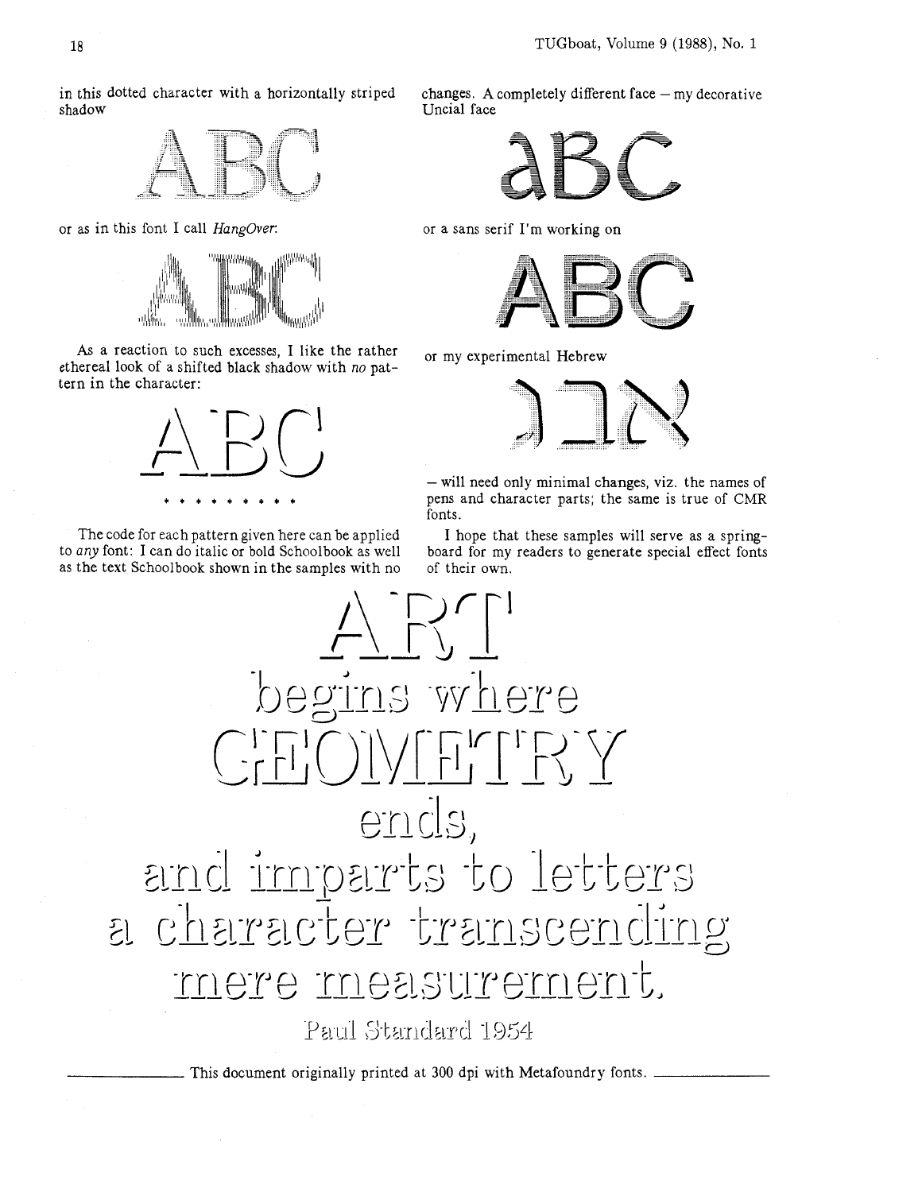in this dotted character with a horizontally striped shadow

ABC

or as in this font I call *HangOver*:

ABC

As a reaction to such excesses, I like the rather ethereal look of a shifted black shadow with *no* pattern in the character:

ABC

\* \* \* \* \* \* \* \* \*

The code for each pattern given here can be applied to *any* font: I can do italic or bold Schoolbook as well as the text Schoolbook shown in the samples with no changes. A completely different face — my decorative Uncial face

aBC

or a sans serif I'm working on

ABC

or my experimental Hebrew

אבג

— will need only minimal changes, viz. the names of pens and character parts; the same is true of CMR fonts.

I hope that these samples will serve as a springboard for my readers to generate special effect fonts of their own.

ART
begins where
GEOMETRY
ends,
and imparts to letters
a character transcending
mere measurement.

Paul Standard 1954

This document originally printed at 300 dpi with Metafoundry fonts.